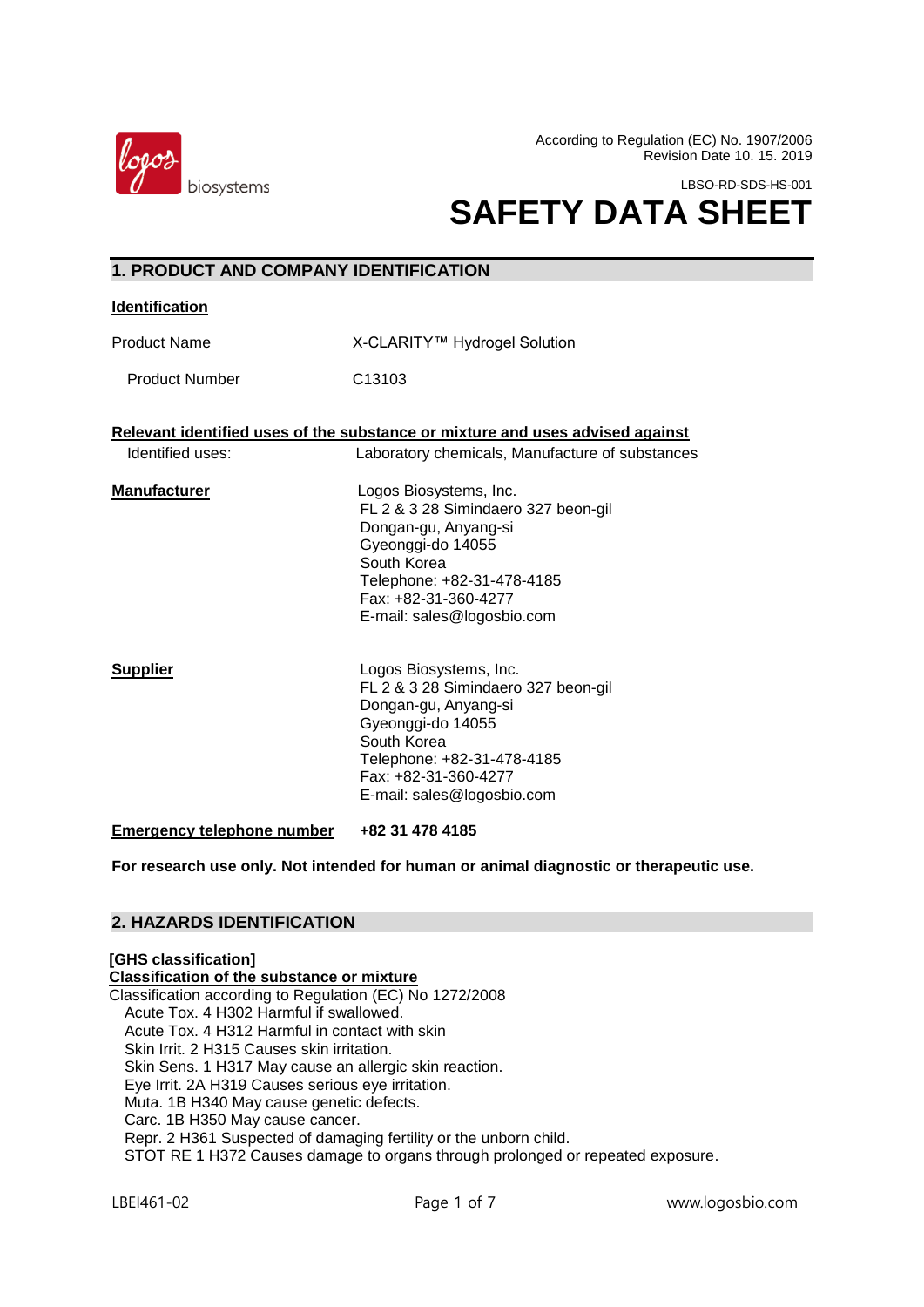According to Regulation (EC) No. 1907/2006
Revision Date 10. 15. 2019

LBSO-RD-SDS-HS-001

# SAFETY DATA SHEET

## 1. PRODUCT AND COMPANY IDENTIFICATION

**Identification**

| | |
|---|---|
| Product Name | X-CLARITY™ Hydrogel Solution |
| Product Number | C13103 |

**Relevant identified uses of the substance or mixture and uses advised against**

| | |
|---|---|
| Identified uses: | Laboratory chemicals, Manufacture of substances |

**Manufacturer**

Logos Biosystems, Inc.
FL 2 & 3 28 Simindaero 327 beon-gil
Dongan-gu, Anyang-si
Gyeonggi-do 14055
South Korea
Telephone: +82-31-478-4185
Fax: +82-31-360-4277
E-mail: sales@logosbio.com

**Supplier**

Logos Biosystems, Inc.
FL 2 & 3 28 Simindaero 327 beon-gil
Dongan-gu, Anyang-si
Gyeonggi-do 14055
South Korea
Telephone: +82-31-478-4185
Fax: +82-31-360-4277
E-mail: sales@logosbio.com

**Emergency telephone number** **+82 31 478 4185**

**For research use only. Not intended for human or animal diagnostic or therapeutic use.**

## 2. HAZARDS IDENTIFICATION

**[GHS classification]**

**Classification of the substance or mixture**

Classification according to Regulation (EC) No 1272/2008

- Acute Tox. 4 H302 Harmful if swallowed.
- Acute Tox. 4 H312 Harmful in contact with skin
- Skin Irrit. 2 H315 Causes skin irritation.
- Skin Sens. 1 H317 May cause an allergic skin reaction.
- Eye Irrit. 2A H319 Causes serious eye irritation.
- Muta. 1B H340 May cause genetic defects.
- Carc. 1B H350 May cause cancer.
- Repr. 2 H361 Suspected of damaging fertility or the unborn child.
- STOT RE 1 H372 Causes damage to organs through prolonged or repeated exposure.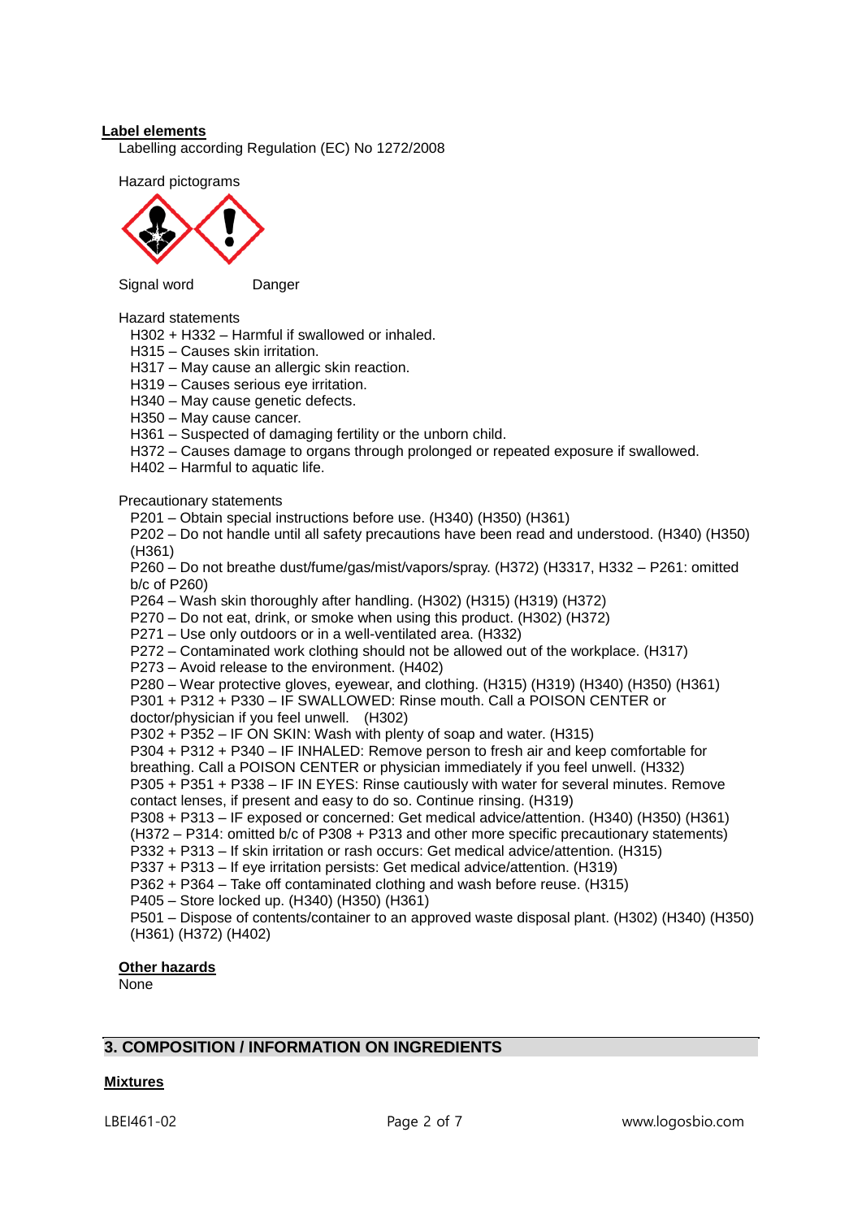**Label elements**

Labelling according Regulation (EC) No 1272/2008

Hazard pictograms

Signal word Danger

Hazard statements

H302 + H332 – Harmful if swallowed or inhaled.
H315 – Causes skin irritation.
H317 – May cause an allergic skin reaction.
H319 – Causes serious eye irritation.
H340 – May cause genetic defects.
H350 – May cause cancer.
H361 – Suspected of damaging fertility or the unborn child.
H372 – Causes damage to organs through prolonged or repeated exposure if swallowed.
H402 – Harmful to aquatic life.

Precautionary statements

P201 – Obtain special instructions before use. (H340) (H350) (H361)
P202 – Do not handle until all safety precautions have been read and understood. (H340) (H350) (H361)
P260 – Do not breathe dust/fume/gas/mist/vapors/spray. (H372) (H3317, H332 – P261: omitted b/c of P260)
P264 – Wash skin thoroughly after handling. (H302) (H315) (H319) (H372)
P270 – Do not eat, drink, or smoke when using this product. (H302) (H372)
P271 – Use only outdoors or in a well-ventilated area. (H332)
P272 – Contaminated work clothing should not be allowed out of the workplace. (H317)
P273 – Avoid release to the environment. (H402)
P280 – Wear protective gloves, eyewear, and clothing. (H315) (H319) (H340) (H350) (H361)
P301 + P312 + P330 – IF SWALLOWED: Rinse mouth. Call a POISON CENTER or doctor/physician if you feel unwell. (H302)
P302 + P352 – IF ON SKIN: Wash with plenty of soap and water. (H315)
P304 + P312 + P340 – IF INHALED: Remove person to fresh air and keep comfortable for breathing. Call a POISON CENTER or physician immediately if you feel unwell. (H332)
P305 + P351 + P338 – IF IN EYES: Rinse cautiously with water for several minutes. Remove contact lenses, if present and easy to do so. Continue rinsing. (H319)
P308 + P313 – IF exposed or concerned: Get medical advice/attention. (H340) (H350) (H361) (H372 – P314: omitted b/c of P308 + P313 and other more specific precautionary statements)
P332 + P313 – If skin irritation or rash occurs: Get medical advice/attention. (H315)
P337 + P313 – If eye irritation persists: Get medical advice/attention. (H319)
P362 + P364 – Take off contaminated clothing and wash before reuse. (H315)
P405 – Store locked up. (H340) (H350) (H361)
P501 – Dispose of contents/container to an approved waste disposal plant. (H302) (H340) (H350) (H361) (H372) (H402)

**Other hazards**

None

## 3. COMPOSITION / INFORMATION ON INGREDIENTS

**Mixtures**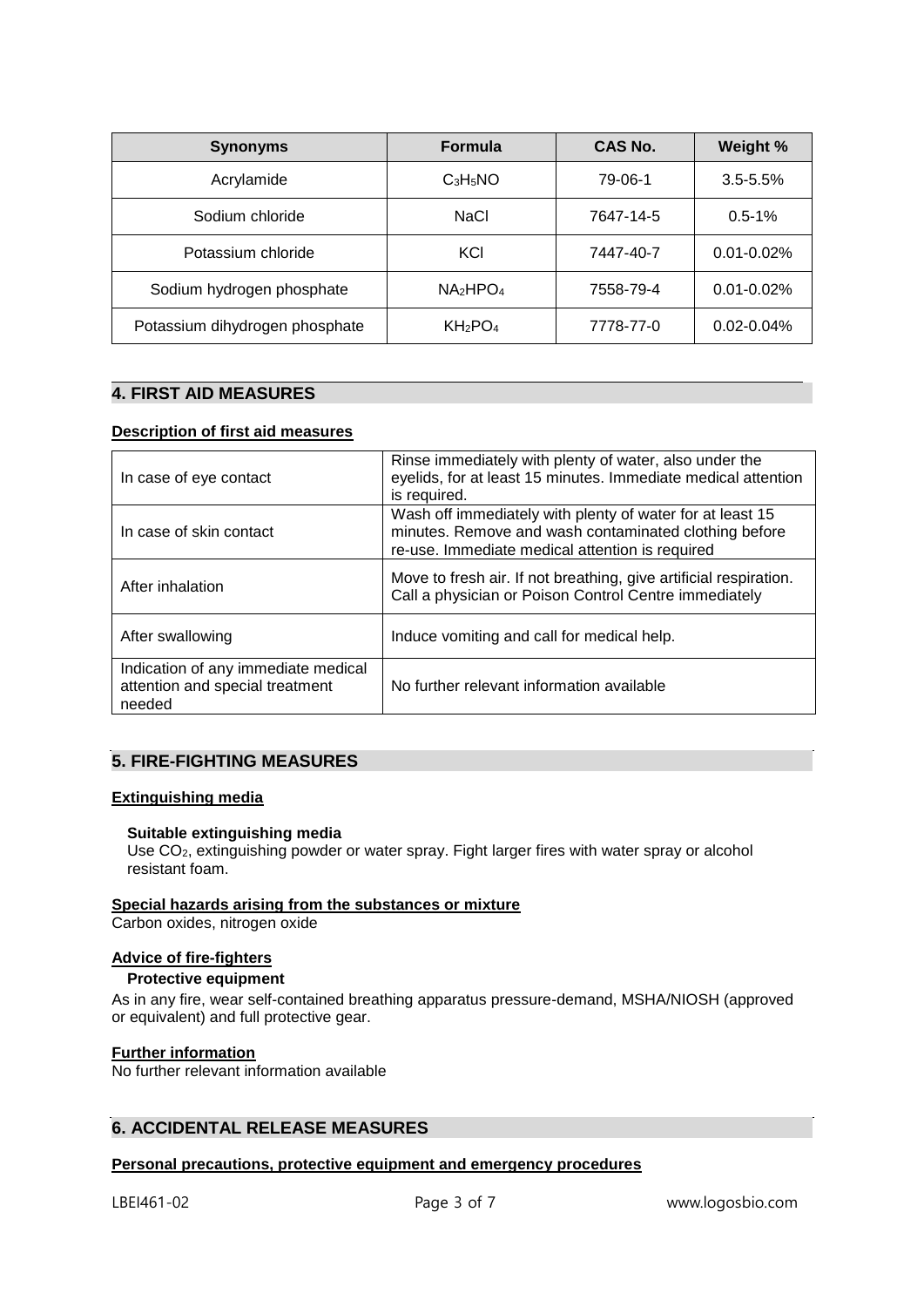| Synonyms | Formula | CAS No. | Weight % |
|---|---|---|---|
| Acrylamide | $C_3H_5NO$ | 79-06-1 | 3.5-5.5% |
| Sodium chloride | NaCl | 7647-14-5 | 0.5-1% |
| Potassium chloride | KCl | 7447-40-7 | 0.01-0.02% |
| Sodium hydrogen phosphate | $NA_2HPO_4$ | 7558-79-4 | 0.01-0.02% |
| Potassium dihydrogen phosphate | $KH_2PO_4$ | 7778-77-0 | 0.02-0.04% |

## 4. FIRST AID MEASURES

**Description of first aid measures**

| | |
|---|---|
| In case of eye contact | Rinse immediately with plenty of water, also under the eyelids, for at least 15 minutes. Immediate medical attention is required. |
| In case of skin contact | Wash off immediately with plenty of water for at least 15 minutes. Remove and wash contaminated clothing before re-use. Immediate medical attention is required |
| After inhalation | Move to fresh air. If not breathing, give artificial respiration. Call a physician or Poison Control Centre immediately |
| After swallowing | Induce vomiting and call for medical help. |
| Indication of any immediate medical attention and special treatment needed | No further relevant information available |

## 5. FIRE-FIGHTING MEASURES

**Extinguishing media**

**Suitable extinguishing media**

Use $CO_2$, extinguishing powder or water spray. Fight larger fires with water spray or alcohol resistant foam.

**Special hazards arising from the substances or mixture**

Carbon oxides, nitrogen oxide

**Advice of fire-fighters**

**Protective equipment**

As in any fire, wear self-contained breathing apparatus pressure-demand, MSHA/NIOSH (approved or equivalent) and full protective gear.

**Further information**

No further relevant information available

## 6. ACCIDENTAL RELEASE MEASURES

**Personal precautions, protective equipment and emergency procedures**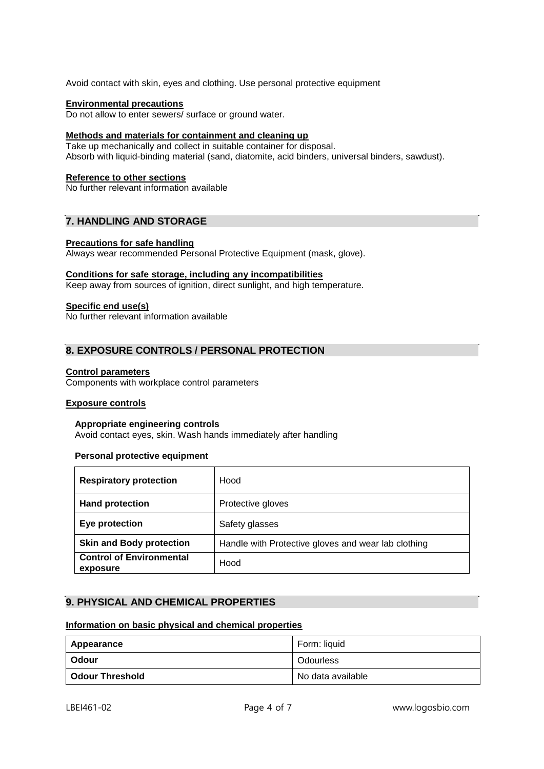Avoid contact with skin, eyes and clothing. Use personal protective equipment

**Environmental precautions**

Do not allow to enter sewers/ surface or ground water.

**Methods and materials for containment and cleaning up**

Take up mechanically and collect in suitable container for disposal.
Absorb with liquid-binding material (sand, diatomite, acid binders, universal binders, sawdust).

**Reference to other sections**

No further relevant information available

## 7. HANDLING AND STORAGE

**Precautions for safe handling**

Always wear recommended Personal Protective Equipment (mask, glove).

**Conditions for safe storage, including any incompatibilities**

Keep away from sources of ignition, direct sunlight, and high temperature.

**Specific end use(s)**

No further relevant information available

## 8. EXPOSURE CONTROLS / PERSONAL PROTECTION

**Control parameters**

Components with workplace control parameters

**Exposure controls**

**Appropriate engineering controls**

Avoid contact eyes, skin. Wash hands immediately after handling

**Personal protective equipment**

| | |
|---|---|
| **Respiratory protection** | Hood |
| **Hand protection** | Protective gloves |
| **Eye protection** | Safety glasses |
| **Skin and Body protection** | Handle with Protective gloves and wear lab clothing |
| **Control of Environmental exposure** | Hood |

## 9. PHYSICAL AND CHEMICAL PROPERTIES

**Information on basic physical and chemical properties**

| | |
|---|---|
| **Appearance** | Form: liquid |
| **Odour** | Odourless |
| **Odour Threshold** | No data available |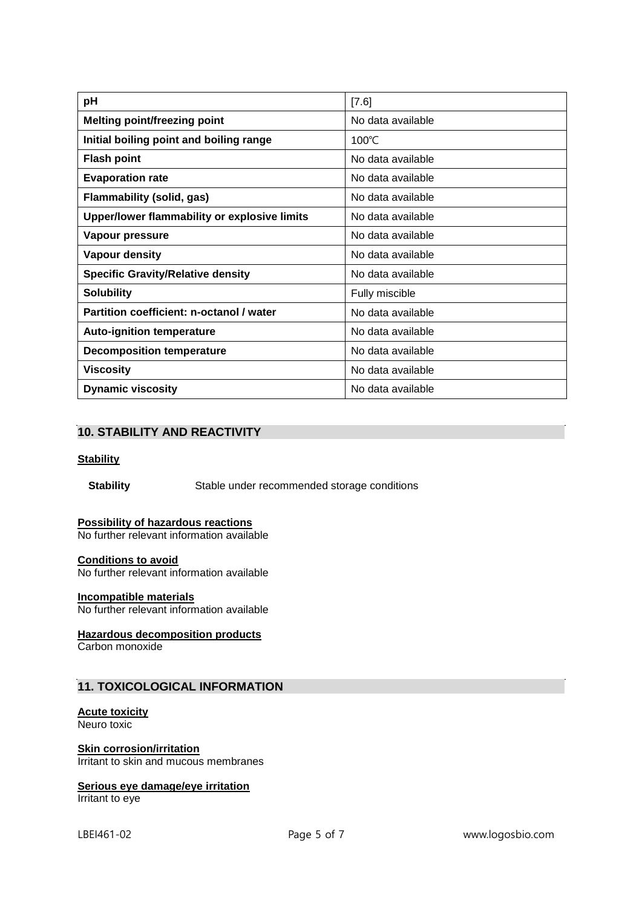| pH | [7.6] |
|---|---|
| **Melting point/freezing point** | No data available |
| **Initial boiling point and boiling range** | 100℃ |
| **Flash point** | No data available |
| **Evaporation rate** | No data available |
| **Flammability (solid, gas)** | No data available |
| **Upper/lower flammability or explosive limits** | No data available |
| **Vapour pressure** | No data available |
| **Vapour density** | No data available |
| **Specific Gravity/Relative density** | No data available |
| **Solubility** | Fully miscible |
| **Partition coefficient: n-octanol / water** | No data available |
| **Auto-ignition temperature** | No data available |
| **Decomposition temperature** | No data available |
| **Viscosity** | No data available |
| **Dynamic viscosity** | No data available |

## 10. STABILITY AND REACTIVITY

**Stability**

**Stability** Stable under recommended storage conditions

**Possibility of hazardous reactions**
No further relevant information available

**Conditions to avoid**
No further relevant information available

**Incompatible materials**
No further relevant information available

**Hazardous decomposition products**
Carbon monoxide

## 11. TOXICOLOGICAL INFORMATION

**Acute toxicity**
Neuro toxic

**Skin corrosion/irritation**
Irritant to skin and mucous membranes

**Serious eye damage/eye irritation**
Irritant to eye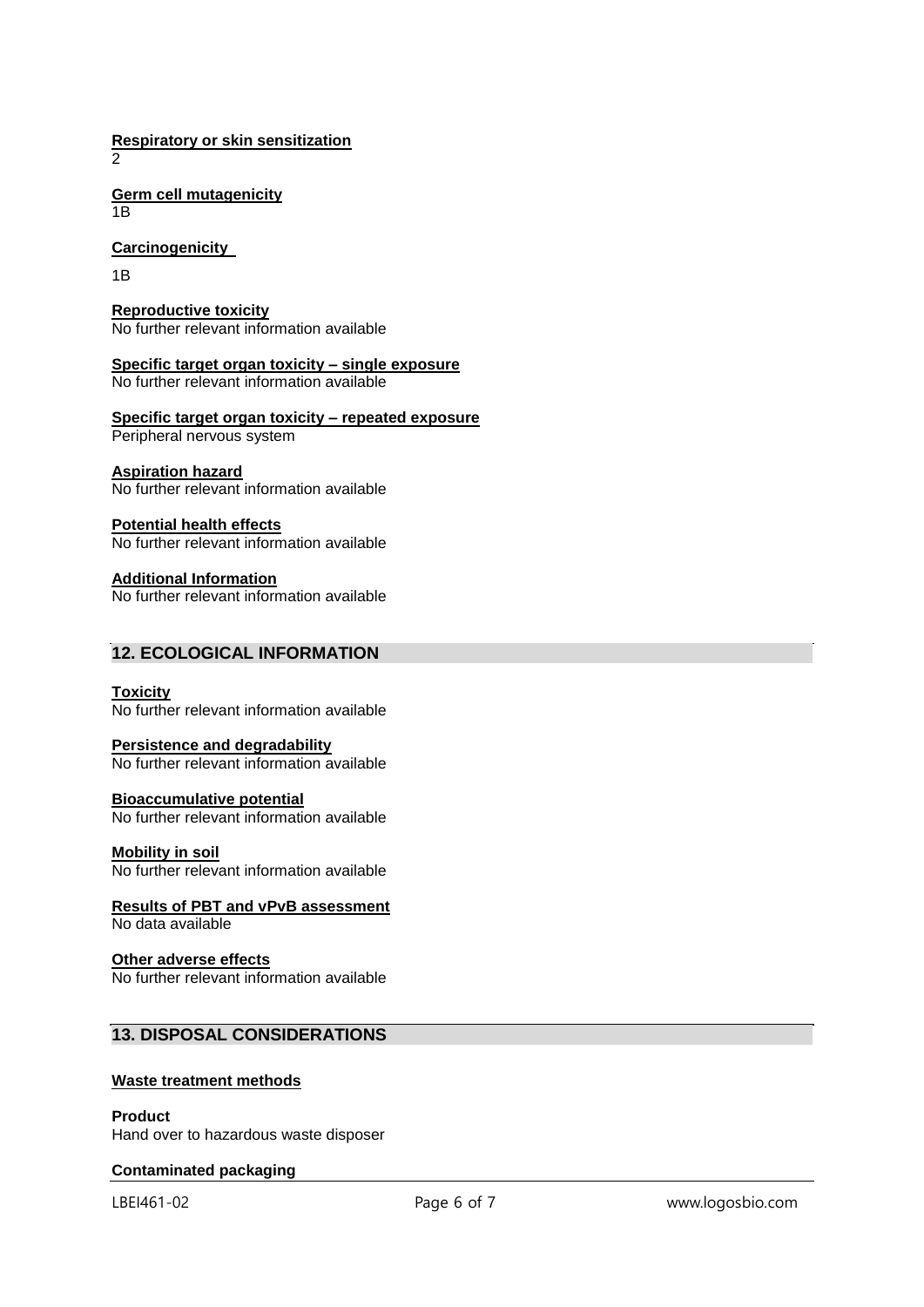**Respiratory or skin sensitization**
2

**Germ cell mutagenicity**
1B

**Carcinogenicity**

1B

**Reproductive toxicity**
No further relevant information available

**Specific target organ toxicity – single exposure**
No further relevant information available

**Specific target organ toxicity – repeated exposure**
Peripheral nervous system

**Aspiration hazard**
No further relevant information available

**Potential health effects**
No further relevant information available

**Additional Information**
No further relevant information available

## 12. ECOLOGICAL INFORMATION

**Toxicity**
No further relevant information available

**Persistence and degradability**
No further relevant information available

**Bioaccumulative potential**
No further relevant information available

**Mobility in soil**
No further relevant information available

**Results of PBT and vPvB assessment**
No data available

**Other adverse effects**
No further relevant information available

## 13. DISPOSAL CONSIDERATIONS

**Waste treatment methods**

**Product**
Hand over to hazardous waste disposer

**Contaminated packaging**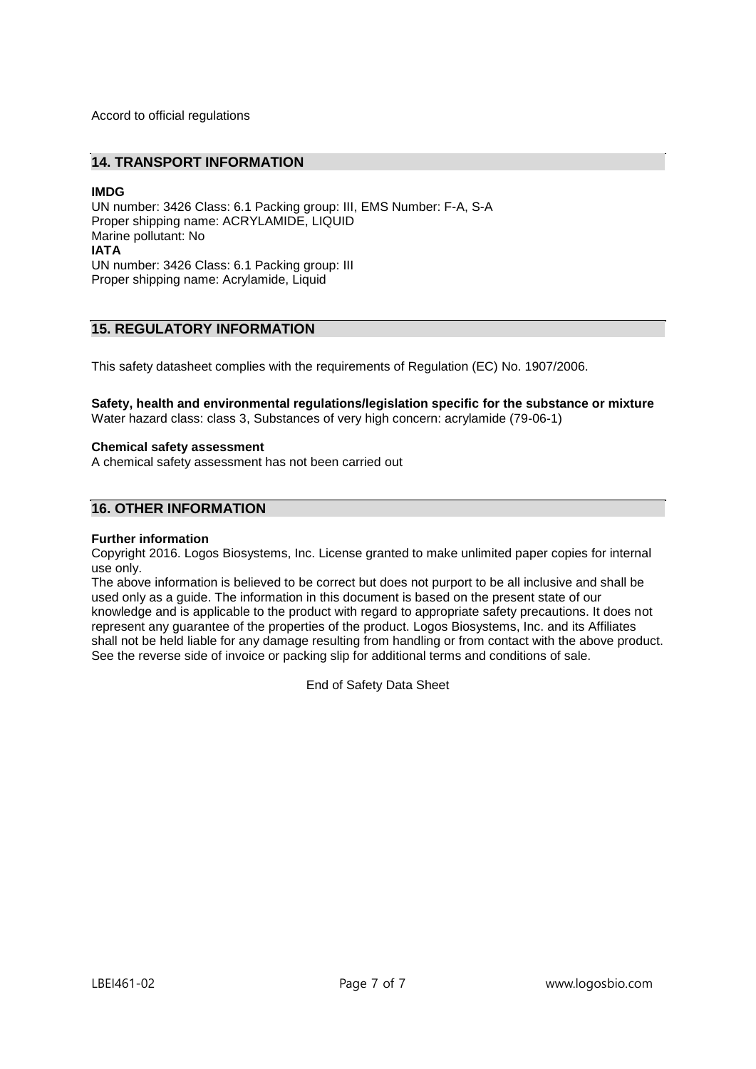Accord to official regulations

## 14. TRANSPORT INFORMATION

**IMDG**
UN number: 3426 Class: 6.1 Packing group: III, EMS Number: F-A, S-A
Proper shipping name: ACRYLAMIDE, LIQUID
Marine pollutant: No
**IATA**
UN number: 3426 Class: 6.1 Packing group: III
Proper shipping name: Acrylamide, Liquid

## 15. REGULATORY INFORMATION

This safety datasheet complies with the requirements of Regulation (EC) No. 1907/2006.

**Safety, health and environmental regulations/legislation specific for the substance or mixture**
Water hazard class: class 3, Substances of very high concern: acrylamide (79-06-1)

**Chemical safety assessment**
A chemical safety assessment has not been carried out

## 16. OTHER INFORMATION

**Further information**
Copyright 2016. Logos Biosystems, Inc. License granted to make unlimited paper copies for internal use only.
The above information is believed to be correct but does not purport to be all inclusive and shall be used only as a guide. The information in this document is based on the present state of our knowledge and is applicable to the product with regard to appropriate safety precautions. It does not represent any guarantee of the properties of the product. Logos Biosystems, Inc. and its Affiliates shall not be held liable for any damage resulting from handling or from contact with the above product. See the reverse side of invoice or packing slip for additional terms and conditions of sale.

End of Safety Data Sheet